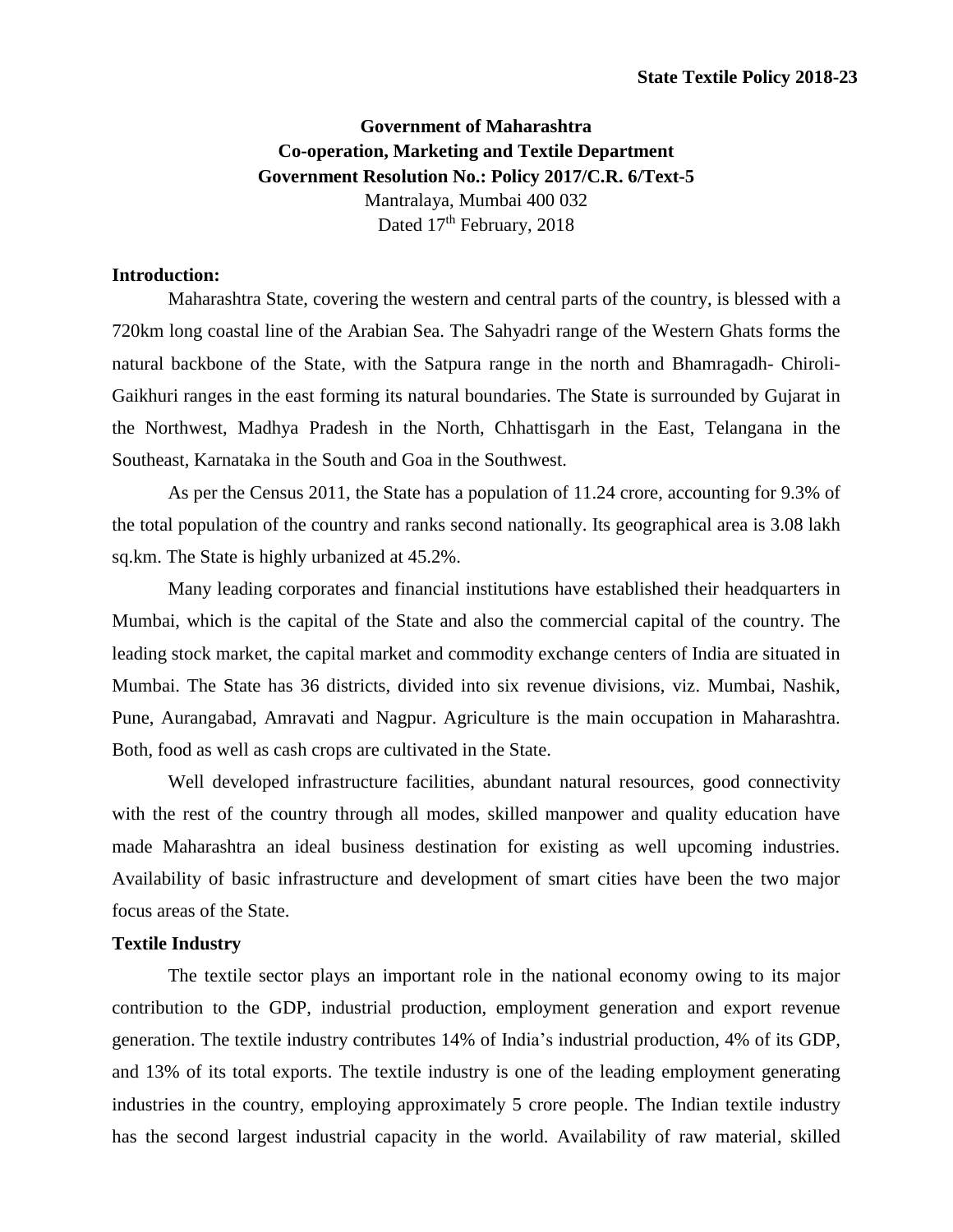**Government of Maharashtra**
**Co-operation, Marketing and Textile Department**
**Government Resolution No.: Policy 2017/C.R. 6/Text-5**
Mantralaya, Mumbai 400 032
Dated 17th February, 2018

## Introduction:

Maharashtra State, covering the western and central parts of the country, is blessed with a 720km long coastal line of the Arabian Sea. The Sahyadri range of the Western Ghats forms the natural backbone of the State, with the Satpura range in the north and Bhamragadh- Chiroli-Gaikhuri ranges in the east forming its natural boundaries. The State is surrounded by Gujarat in the Northwest, Madhya Pradesh in the North, Chhattisgarh in the East, Telangana in the Southeast, Karnataka in the South and Goa in the Southwest.

As per the Census 2011, the State has a population of 11.24 crore, accounting for 9.3% of the total population of the country and ranks second nationally. Its geographical area is 3.08 lakh sq.km. The State is highly urbanized at 45.2%.

Many leading corporates and financial institutions have established their headquarters in Mumbai, which is the capital of the State and also the commercial capital of the country. The leading stock market, the capital market and commodity exchange centers of India are situated in Mumbai. The State has 36 districts, divided into six revenue divisions, viz. Mumbai, Nashik, Pune, Aurangabad, Amravati and Nagpur. Agriculture is the main occupation in Maharashtra. Both, food as well as cash crops are cultivated in the State.

Well developed infrastructure facilities, abundant natural resources, good connectivity with the rest of the country through all modes, skilled manpower and quality education have made Maharashtra an ideal business destination for existing as well upcoming industries. Availability of basic infrastructure and development of smart cities have been the two major focus areas of the State.

## Textile Industry

The textile sector plays an important role in the national economy owing to its major contribution to the GDP, industrial production, employment generation and export revenue generation. The textile industry contributes 14% of India's industrial production, 4% of its GDP, and 13% of its total exports. The textile industry is one of the leading employment generating industries in the country, employing approximately 5 crore people. The Indian textile industry has the second largest industrial capacity in the world. Availability of raw material, skilled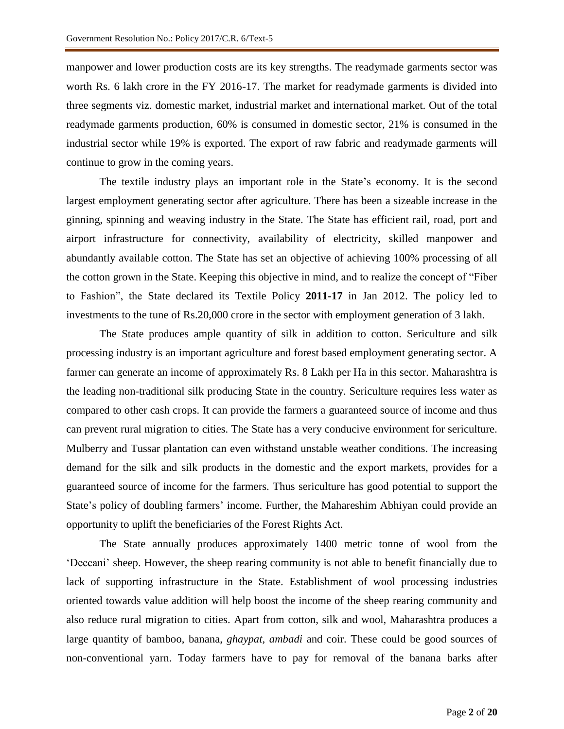manpower and lower production costs are its key strengths. The readymade garments sector was worth Rs. 6 lakh crore in the FY 2016-17. The market for readymade garments is divided into three segments viz. domestic market, industrial market and international market. Out of the total readymade garments production, 60% is consumed in domestic sector, 21% is consumed in the industrial sector while 19% is exported. The export of raw fabric and readymade garments will continue to grow in the coming years.

The textile industry plays an important role in the State's economy. It is the second largest employment generating sector after agriculture. There has been a sizeable increase in the ginning, spinning and weaving industry in the State. The State has efficient rail, road, port and airport infrastructure for connectivity, availability of electricity, skilled manpower and abundantly available cotton. The State has set an objective of achieving 100% processing of all the cotton grown in the State. Keeping this objective in mind, and to realize the concept of "Fiber to Fashion", the State declared its Textile Policy **2011-17** in Jan 2012. The policy led to investments to the tune of Rs.20,000 crore in the sector with employment generation of 3 lakh.

The State produces ample quantity of silk in addition to cotton. Sericulture and silk processing industry is an important agriculture and forest based employment generating sector. A farmer can generate an income of approximately Rs. 8 Lakh per Ha in this sector. Maharashtra is the leading non-traditional silk producing State in the country. Sericulture requires less water as compared to other cash crops. It can provide the farmers a guaranteed source of income and thus can prevent rural migration to cities. The State has a very conducive environment for sericulture. Mulberry and Tussar plantation can even withstand unstable weather conditions. The increasing demand for the silk and silk products in the domestic and the export markets, provides for a guaranteed source of income for the farmers. Thus sericulture has good potential to support the State's policy of doubling farmers' income. Further, the Mahareshim Abhiyan could provide an opportunity to uplift the beneficiaries of the Forest Rights Act.

The State annually produces approximately 1400 metric tonne of wool from the 'Deccani' sheep. However, the sheep rearing community is not able to benefit financially due to lack of supporting infrastructure in the State. Establishment of wool processing industries oriented towards value addition will help boost the income of the sheep rearing community and also reduce rural migration to cities. Apart from cotton, silk and wool, Maharashtra produces a large quantity of bamboo, banana, *ghaypat*, *ambadi* and coir. These could be good sources of non-conventional yarn. Today farmers have to pay for removal of the banana barks after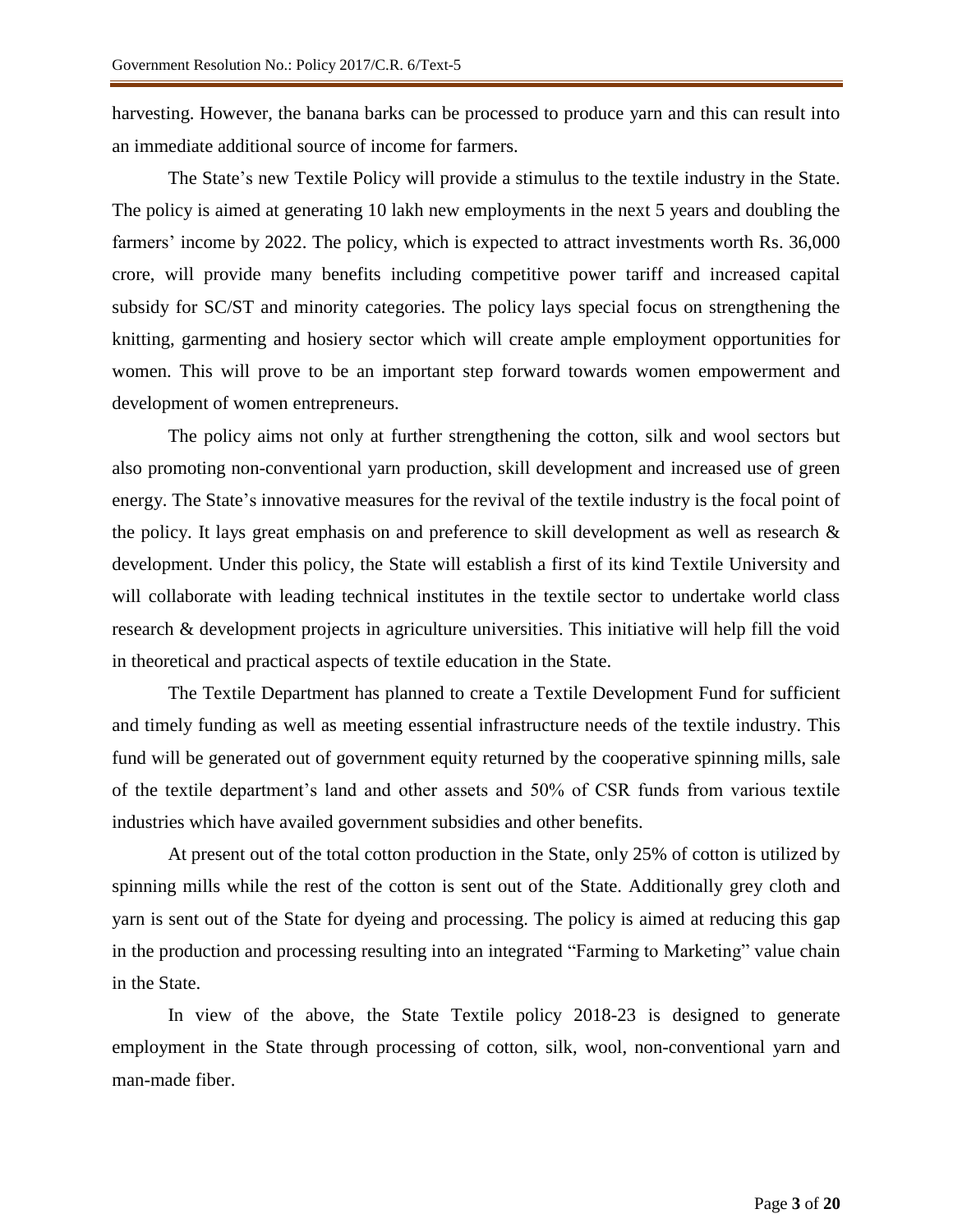harvesting. However, the banana barks can be processed to produce yarn and this can result into an immediate additional source of income for farmers.

The State's new Textile Policy will provide a stimulus to the textile industry in the State. The policy is aimed at generating 10 lakh new employments in the next 5 years and doubling the farmers' income by 2022. The policy, which is expected to attract investments worth Rs. 36,000 crore, will provide many benefits including competitive power tariff and increased capital subsidy for SC/ST and minority categories. The policy lays special focus on strengthening the knitting, garmenting and hosiery sector which will create ample employment opportunities for women. This will prove to be an important step forward towards women empowerment and development of women entrepreneurs.

The policy aims not only at further strengthening the cotton, silk and wool sectors but also promoting non-conventional yarn production, skill development and increased use of green energy. The State's innovative measures for the revival of the textile industry is the focal point of the policy. It lays great emphasis on and preference to skill development as well as research & development. Under this policy, the State will establish a first of its kind Textile University and will collaborate with leading technical institutes in the textile sector to undertake world class research & development projects in agriculture universities. This initiative will help fill the void in theoretical and practical aspects of textile education in the State.

The Textile Department has planned to create a Textile Development Fund for sufficient and timely funding as well as meeting essential infrastructure needs of the textile industry. This fund will be generated out of government equity returned by the cooperative spinning mills, sale of the textile department's land and other assets and 50% of CSR funds from various textile industries which have availed government subsidies and other benefits.

At present out of the total cotton production in the State, only 25% of cotton is utilized by spinning mills while the rest of the cotton is sent out of the State. Additionally grey cloth and yarn is sent out of the State for dyeing and processing. The policy is aimed at reducing this gap in the production and processing resulting into an integrated "Farming to Marketing" value chain in the State.

In view of the above, the State Textile policy 2018-23 is designed to generate employment in the State through processing of cotton, silk, wool, non-conventional yarn and man-made fiber.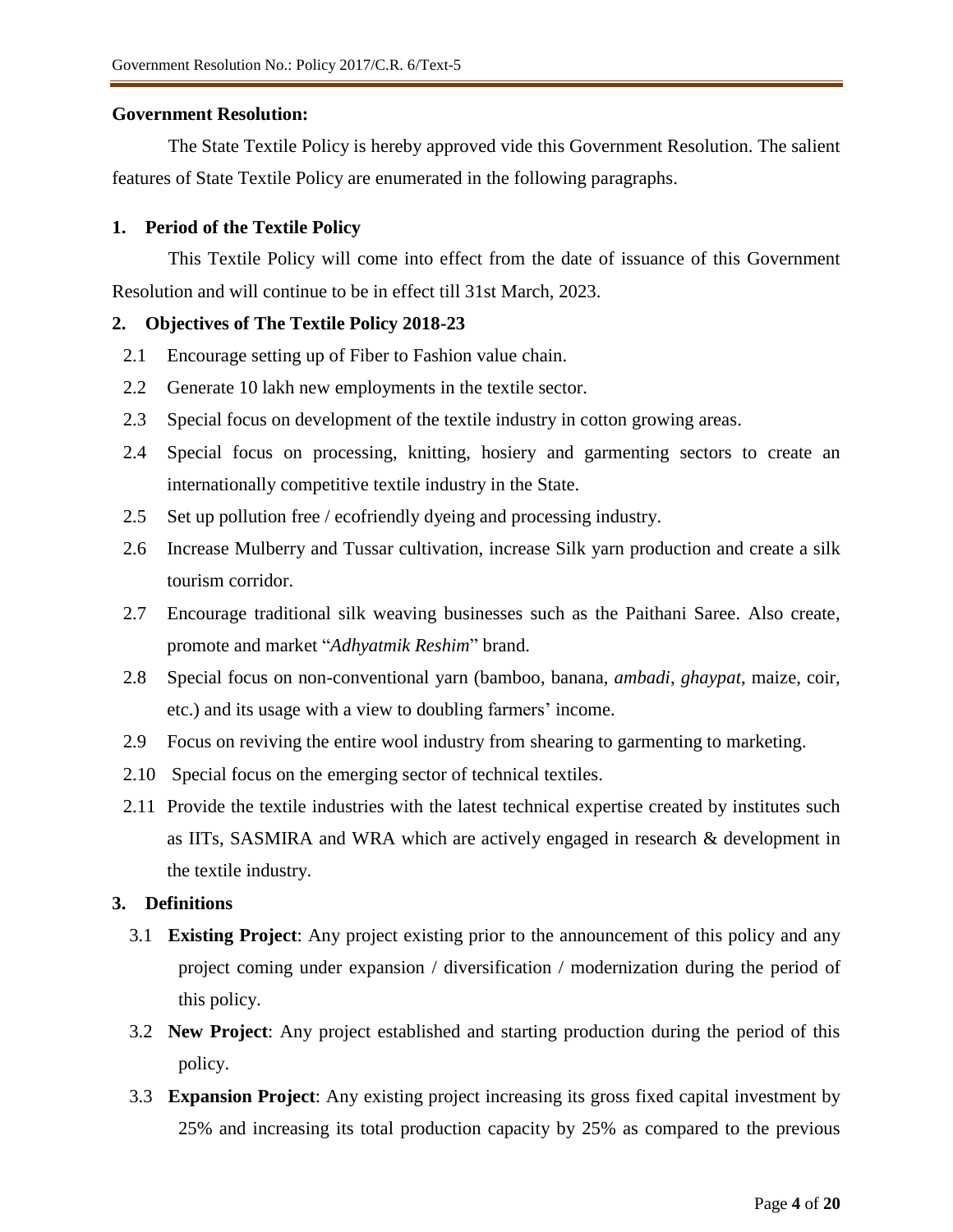**Government Resolution:**

The State Textile Policy is hereby approved vide this Government Resolution. The salient features of State Textile Policy are enumerated in the following paragraphs.

**1. Period of the Textile Policy**

This Textile Policy will come into effect from the date of issuance of this Government Resolution and will continue to be in effect till 31st March, 2023.

**2. Objectives of The Textile Policy 2018-23**

2.1 Encourage setting up of Fiber to Fashion value chain.

2.2 Generate 10 lakh new employments in the textile sector.

2.3 Special focus on development of the textile industry in cotton growing areas.

2.4 Special focus on processing, knitting, hosiery and garmenting sectors to create an internationally competitive textile industry in the State.

2.5 Set up pollution free / ecofriendly dyeing and processing industry.

2.6 Increase Mulberry and Tussar cultivation, increase Silk yarn production and create a silk tourism corridor.

2.7 Encourage traditional silk weaving businesses such as the Paithani Saree. Also create, promote and market "*Adhyatmik Reshim*" brand.

2.8 Special focus on non-conventional yarn (bamboo, banana, *ambadi*, *ghaypat*, maize, coir, etc.) and its usage with a view to doubling farmers' income.

2.9 Focus on reviving the entire wool industry from shearing to garmenting to marketing.

2.10 Special focus on the emerging sector of technical textiles.

2.11 Provide the textile industries with the latest technical expertise created by institutes such as IITs, SASMIRA and WRA which are actively engaged in research & development in the textile industry.

**3. Definitions**

3.1 **Existing Project**: Any project existing prior to the announcement of this policy and any project coming under expansion / diversification / modernization during the period of this policy.

3.2 **New Project**: Any project established and starting production during the period of this policy.

3.3 **Expansion Project**: Any existing project increasing its gross fixed capital investment by 25% and increasing its total production capacity by 25% as compared to the previous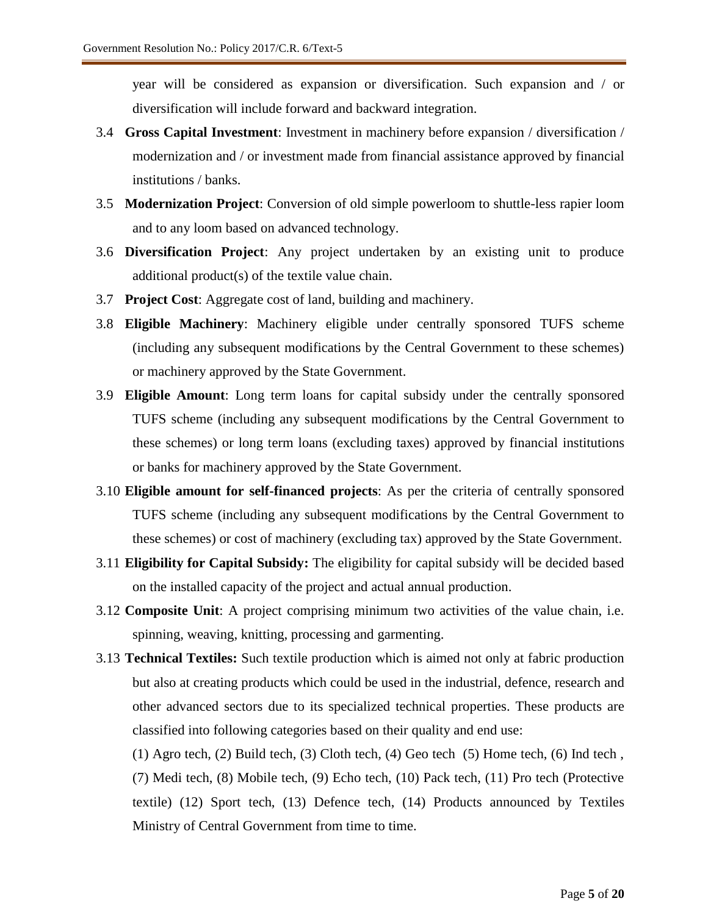year will be considered as expansion or diversification. Such expansion and / or diversification will include forward and backward integration.

3.4 **Gross Capital Investment**: Investment in machinery before expansion / diversification / modernization and / or investment made from financial assistance approved by financial institutions / banks.

3.5 **Modernization Project**: Conversion of old simple powerloom to shuttle-less rapier loom and to any loom based on advanced technology.

3.6 **Diversification Project**: Any project undertaken by an existing unit to produce additional product(s) of the textile value chain.

3.7 **Project Cost**: Aggregate cost of land, building and machinery.

3.8 **Eligible Machinery**: Machinery eligible under centrally sponsored TUFS scheme (including any subsequent modifications by the Central Government to these schemes) or machinery approved by the State Government.

3.9 **Eligible Amount**: Long term loans for capital subsidy under the centrally sponsored TUFS scheme (including any subsequent modifications by the Central Government to these schemes) or long term loans (excluding taxes) approved by financial institutions or banks for machinery approved by the State Government.

3.10 **Eligible amount for self-financed projects**: As per the criteria of centrally sponsored TUFS scheme (including any subsequent modifications by the Central Government to these schemes) or cost of machinery (excluding tax) approved by the State Government.

3.11 **Eligibility for Capital Subsidy:** The eligibility for capital subsidy will be decided based on the installed capacity of the project and actual annual production.

3.12 **Composite Unit**: A project comprising minimum two activities of the value chain, i.e. spinning, weaving, knitting, processing and garmenting.

3.13 **Technical Textiles:** Such textile production which is aimed not only at fabric production but also at creating products which could be used in the industrial, defence, research and other advanced sectors due to its specialized technical properties. These products are classified into following categories based on their quality and end use:

(1) Agro tech, (2) Build tech, (3) Cloth tech, (4) Geo tech (5) Home tech, (6) Ind tech , (7) Medi tech, (8) Mobile tech, (9) Echo tech, (10) Pack tech, (11) Pro tech (Protective textile) (12) Sport tech, (13) Defence tech, (14) Products announced by Textiles Ministry of Central Government from time to time.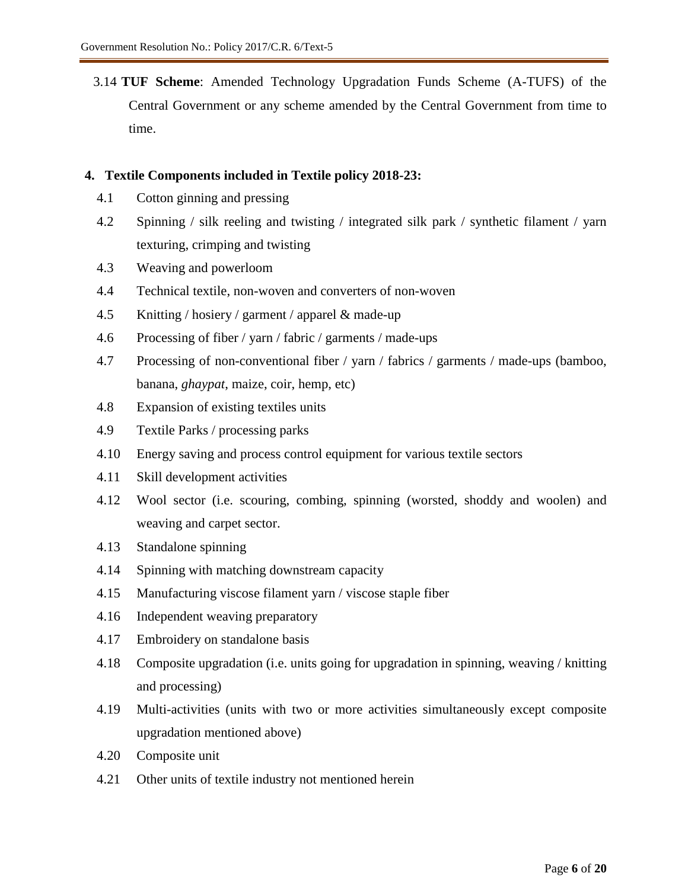3.14 **TUF Scheme**: Amended Technology Upgradation Funds Scheme (A-TUFS) of the Central Government or any scheme amended by the Central Government from time to time.

**4. Textile Components included in Textile policy 2018-23:**

4.1 Cotton ginning and pressing

4.2 Spinning / silk reeling and twisting / integrated silk park / synthetic filament / yarn texturing, crimping and twisting

4.3 Weaving and powerloom

4.4 Technical textile, non-woven and converters of non-woven

4.5 Knitting / hosiery / garment / apparel & made-up

4.6 Processing of fiber / yarn / fabric / garments / made-ups

4.7 Processing of non-conventional fiber / yarn / fabrics / garments / made-ups (bamboo, banana, *ghaypat*, maize, coir, hemp, etc)

4.8 Expansion of existing textiles units

4.9 Textile Parks / processing parks

4.10 Energy saving and process control equipment for various textile sectors

4.11 Skill development activities

4.12 Wool sector (i.e. scouring, combing, spinning (worsted, shoddy and woolen) and weaving and carpet sector.

4.13 Standalone spinning

4.14 Spinning with matching downstream capacity

4.15 Manufacturing viscose filament yarn / viscose staple fiber

4.16 Independent weaving preparatory

4.17 Embroidery on standalone basis

4.18 Composite upgradation (i.e. units going for upgradation in spinning, weaving / knitting and processing)

4.19 Multi-activities (units with two or more activities simultaneously except composite upgradation mentioned above)

4.20 Composite unit

4.21 Other units of textile industry not mentioned herein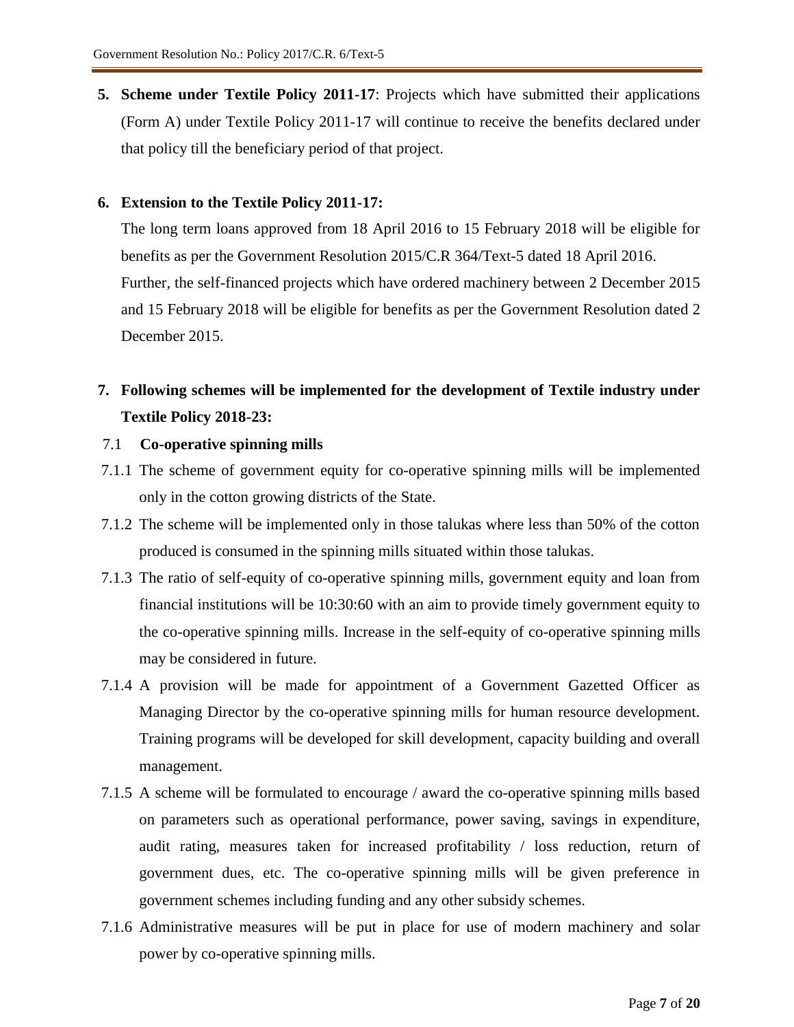**5. Scheme under Textile Policy 2011-17**: Projects which have submitted their applications (Form A) under Textile Policy 2011-17 will continue to receive the benefits declared under that policy till the beneficiary period of that project.

**6. Extension to the Textile Policy 2011-17:**

The long term loans approved from 18 April 2016 to 15 February 2018 will be eligible for benefits as per the Government Resolution 2015/C.R 364/Text-5 dated 18 April 2016.

Further, the self-financed projects which have ordered machinery between 2 December 2015 and 15 February 2018 will be eligible for benefits as per the Government Resolution dated 2 December 2015.

**7. Following schemes will be implemented for the development of Textile industry under Textile Policy 2018-23:**

7.1 **Co-operative spinning mills**

7.1.1 The scheme of government equity for co-operative spinning mills will be implemented only in the cotton growing districts of the State.

7.1.2 The scheme will be implemented only in those talukas where less than 50% of the cotton produced is consumed in the spinning mills situated within those talukas.

7.1.3 The ratio of self-equity of co-operative spinning mills, government equity and loan from financial institutions will be 10:30:60 with an aim to provide timely government equity to the co-operative spinning mills. Increase in the self-equity of co-operative spinning mills may be considered in future.

7.1.4 A provision will be made for appointment of a Government Gazetted Officer as Managing Director by the co-operative spinning mills for human resource development. Training programs will be developed for skill development, capacity building and overall management.

7.1.5 A scheme will be formulated to encourage / award the co-operative spinning mills based on parameters such as operational performance, power saving, savings in expenditure, audit rating, measures taken for increased profitability / loss reduction, return of government dues, etc. The co-operative spinning mills will be given preference in government schemes including funding and any other subsidy schemes.

7.1.6 Administrative measures will be put in place for use of modern machinery and solar power by co-operative spinning mills.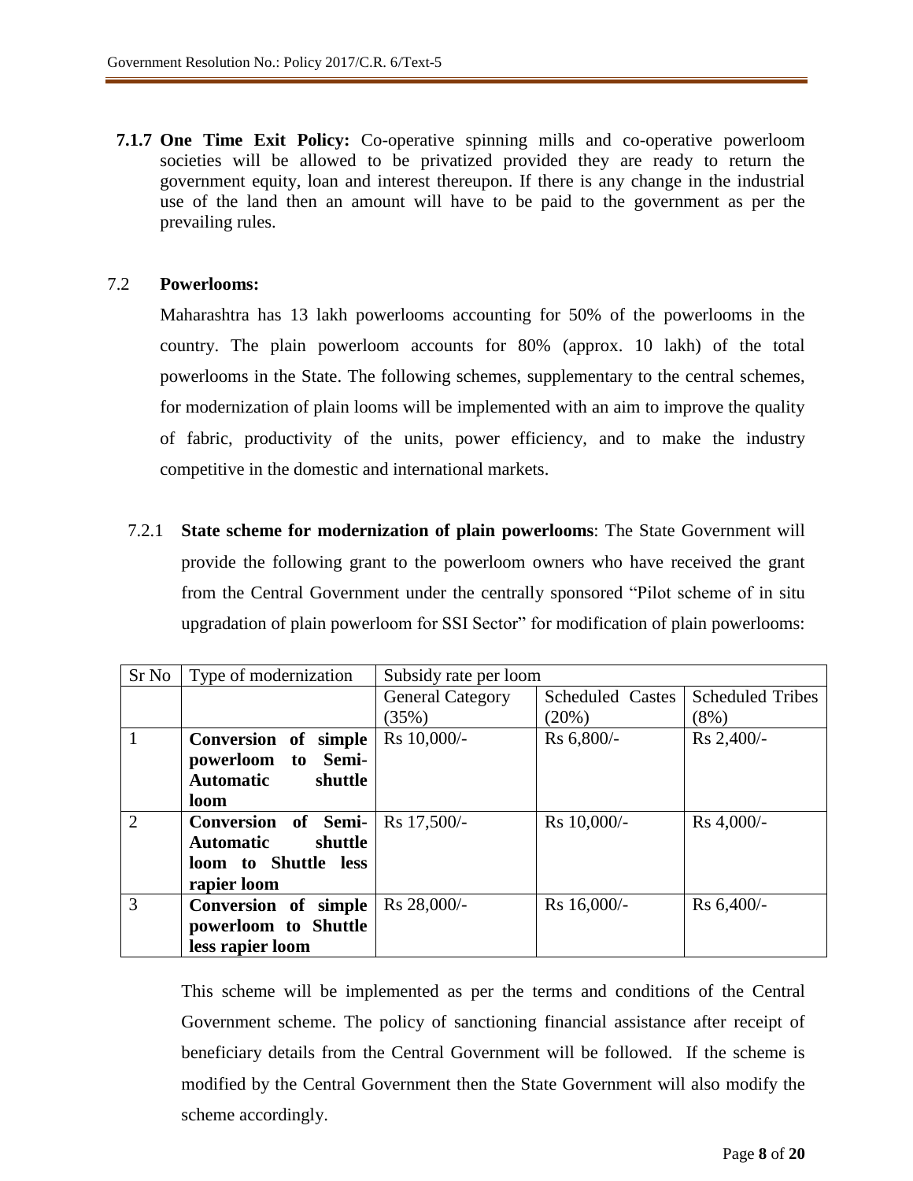**7.1.7 One Time Exit Policy:** Co-operative spinning mills and co-operative powerloom societies will be allowed to be privatized provided they are ready to return the government equity, loan and interest thereupon. If there is any change in the industrial use of the land then an amount will have to be paid to the government as per the prevailing rules.

7.2 **Powerlooms:**

Maharashtra has 13 lakh powerlooms accounting for 50% of the powerlooms in the country. The plain powerloom accounts for 80% (approx. 10 lakh) of the total powerlooms in the State. The following schemes, supplementary to the central schemes, for modernization of plain looms will be implemented with an aim to improve the quality of fabric, productivity of the units, power efficiency, and to make the industry competitive in the domestic and international markets.

7.2.1 **State scheme for modernization of plain powerlooms**: The State Government will provide the following grant to the powerloom owners who have received the grant from the Central Government under the centrally sponsored "Pilot scheme of in situ upgradation of plain powerloom for SSI Sector" for modification of plain powerlooms:

| Sr No | Type of modernization | Subsidy rate per loom | | |
|---|---|---|---|---|
| | | General Category (35%) | Scheduled Castes (20%) | Scheduled Tribes (8%) |
| 1 | **Conversion of simple powerloom to Semi-Automatic shuttle loom** | Rs 10,000/- | Rs 6,800/- | Rs 2,400/- |
| 2 | **Conversion of Semi-Automatic shuttle loom to Shuttle less rapier loom** | Rs 17,500/- | Rs 10,000/- | Rs 4,000/- |
| 3 | **Conversion of simple powerloom to Shuttle less rapier loom** | Rs 28,000/- | Rs 16,000/- | Rs 6,400/- |

This scheme will be implemented as per the terms and conditions of the Central Government scheme. The policy of sanctioning financial assistance after receipt of beneficiary details from the Central Government will be followed. If the scheme is modified by the Central Government then the State Government will also modify the scheme accordingly.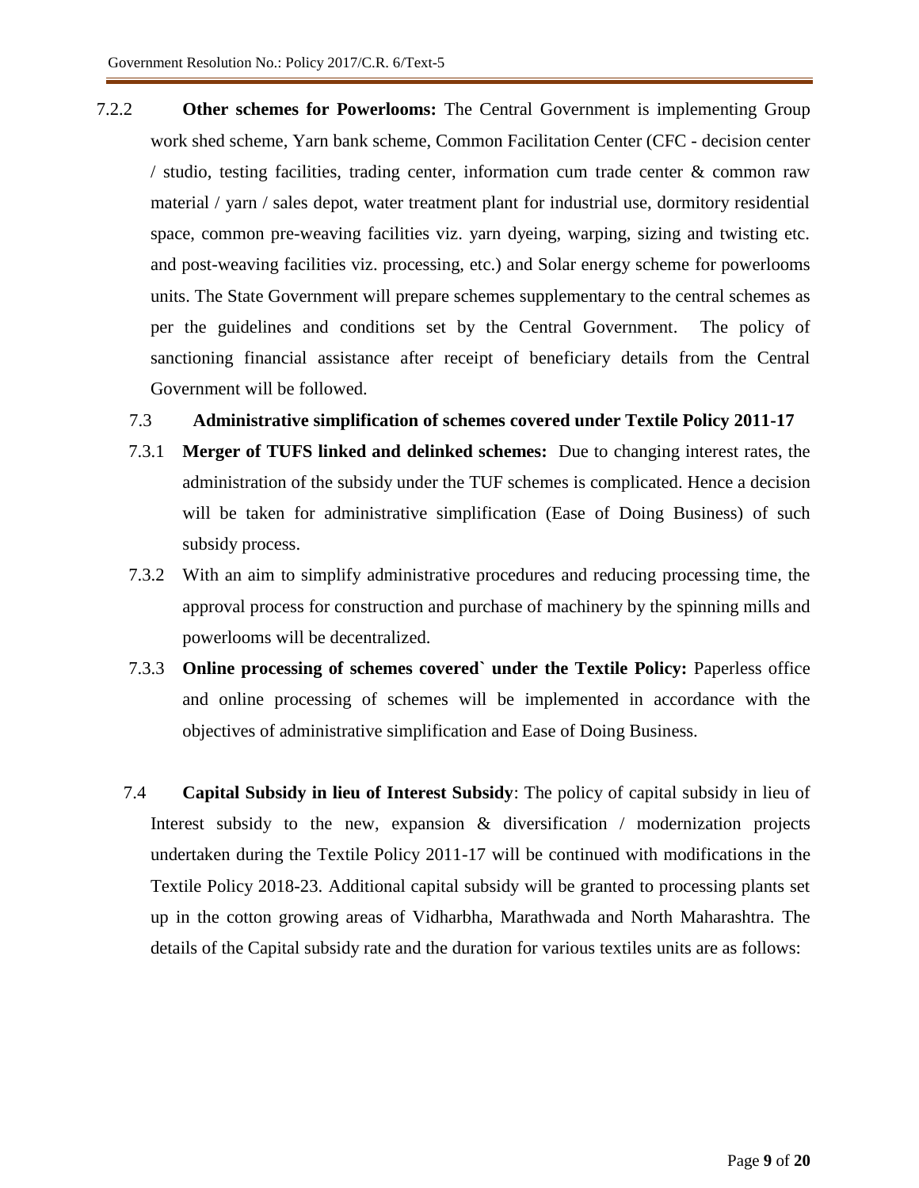7.2.2 **Other schemes for Powerlooms:** The Central Government is implementing Group work shed scheme, Yarn bank scheme, Common Facilitation Center (CFC - decision center / studio, testing facilities, trading center, information cum trade center & common raw material / yarn / sales depot, water treatment plant for industrial use, dormitory residential space, common pre-weaving facilities viz. yarn dyeing, warping, sizing and twisting etc. and post-weaving facilities viz. processing, etc.) and Solar energy scheme for powerlooms units. The State Government will prepare schemes supplementary to the central schemes as per the guidelines and conditions set by the Central Government. The policy of sanctioning financial assistance after receipt of beneficiary details from the Central Government will be followed.

7.3 **Administrative simplification of schemes covered under Textile Policy 2011-17**

7.3.1 **Merger of TUFS linked and delinked schemes:** Due to changing interest rates, the administration of the subsidy under the TUF schemes is complicated. Hence a decision will be taken for administrative simplification (Ease of Doing Business) of such subsidy process.

7.3.2 With an aim to simplify administrative procedures and reducing processing time, the approval process for construction and purchase of machinery by the spinning mills and powerlooms will be decentralized.

7.3.3 **Online processing of schemes covered` under the Textile Policy:** Paperless office and online processing of schemes will be implemented in accordance with the objectives of administrative simplification and Ease of Doing Business.

7.4 **Capital Subsidy in lieu of Interest Subsidy**: The policy of capital subsidy in lieu of Interest subsidy to the new, expansion & diversification / modernization projects undertaken during the Textile Policy 2011-17 will be continued with modifications in the Textile Policy 2018-23. Additional capital subsidy will be granted to processing plants set up in the cotton growing areas of Vidharbha, Marathwada and North Maharashtra. The details of the Capital subsidy rate and the duration for various textiles units are as follows: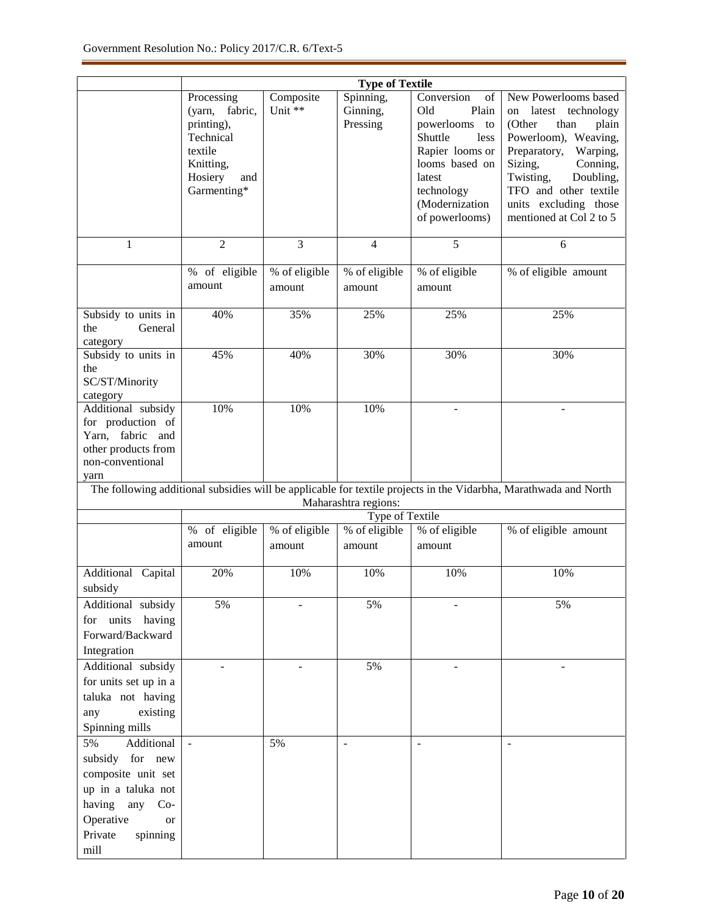| | Type of Textile | | | | |
|---|---|---|---|---|---|
| | Processing (yarn, fabric, printing), Technical textile Knitting, Hosiery and Garmenting* | Composite Unit ** | Spinning, Ginning, Pressing | Conversion of Old Plain powerlooms to Shuttle less Rapier looms or looms based on latest technology (Modernization of powerlooms) | New Powerlooms based on latest technology (Other than plain Powerloom), Weaving, Preparatory, Warping, Sizing, Conning, Twisting, Doubling, TFO and other textile units excluding those mentioned at Col 2 to 5 |
| 1 | 2 | 3 | 4 | 5 | 6 |
| | % of eligible amount | % of eligible amount | % of eligible amount | % of eligible amount | % of eligible amount |
| Subsidy to units in the General category | 40% | 35% | 25% | 25% | 25% |
| Subsidy to units in the SC/ST/Minority category | 45% | 40% | 30% | 30% | 30% |
| Additional subsidy for production of Yarn, fabric and other products from non-conventional yarn | 10% | 10% | 10% | - | - |

The following additional subsidies will be applicable for textile projects in the Vidarbha, Marathwada and North Maharashtra regions:

| | Type of Textile | | | | |
|---|---|---|---|---|---|
| | % of eligible amount | % of eligible amount | % of eligible amount | % of eligible amount | % of eligible amount |
| Additional Capital subsidy | 20% | 10% | 10% | 10% | 10% |
| Additional subsidy for units having Forward/Backward Integration | 5% | - | 5% | - | 5% |
| Additional subsidy for units set up in a taluka not having any existing Spinning mills | - | - | 5% | - | - |
| 5% Additional subsidy for new composite unit set up in a taluka not having any Co-Operative or Private spinning mill | - | 5% | - | - | - |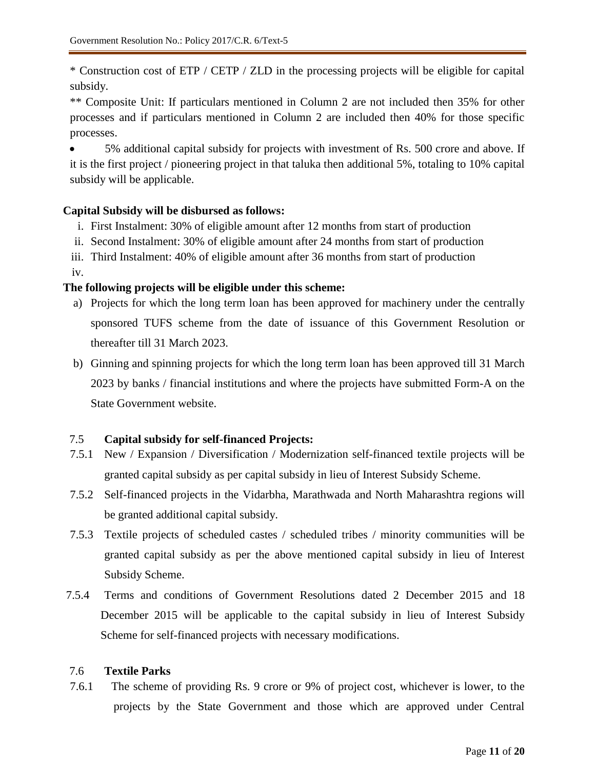* Construction cost of ETP / CETP / ZLD in the processing projects will be eligible for capital subsidy.

** Composite Unit: If particulars mentioned in Column 2 are not included then 35% for other processes and if particulars mentioned in Column 2 are included then 40% for those specific processes.

- 5% additional capital subsidy for projects with investment of Rs. 500 crore and above. If it is the first project / pioneering project in that taluka then additional 5%, totaling to 10% capital subsidy will be applicable.

**Capital Subsidy will be disbursed as follows:**

i. First Instalment: 30% of eligible amount after 12 months from start of production
ii. Second Instalment: 30% of eligible amount after 24 months from start of production
iii. Third Instalment: 40% of eligible amount after 36 months from start of production
iv.

**The following projects will be eligible under this scheme:**

a) Projects for which the long term loan has been approved for machinery under the centrally sponsored TUFS scheme from the date of issuance of this Government Resolution or thereafter till 31 March 2023.

b) Ginning and spinning projects for which the long term loan has been approved till 31 March 2023 by banks / financial institutions and where the projects have submitted Form-A on the State Government website.

7.5 **Capital subsidy for self-financed Projects:**

7.5.1 New / Expansion / Diversification / Modernization self-financed textile projects will be granted capital subsidy as per capital subsidy in lieu of Interest Subsidy Scheme.

7.5.2 Self-financed projects in the Vidarbha, Marathwada and North Maharashtra regions will be granted additional capital subsidy.

7.5.3 Textile projects of scheduled castes / scheduled tribes / minority communities will be granted capital subsidy as per the above mentioned capital subsidy in lieu of Interest Subsidy Scheme.

7.5.4 Terms and conditions of Government Resolutions dated 2 December 2015 and 18 December 2015 will be applicable to the capital subsidy in lieu of Interest Subsidy Scheme for self-financed projects with necessary modifications.

7.6 **Textile Parks**

7.6.1 The scheme of providing Rs. 9 crore or 9% of project cost, whichever is lower, to the projects by the State Government and those which are approved under Central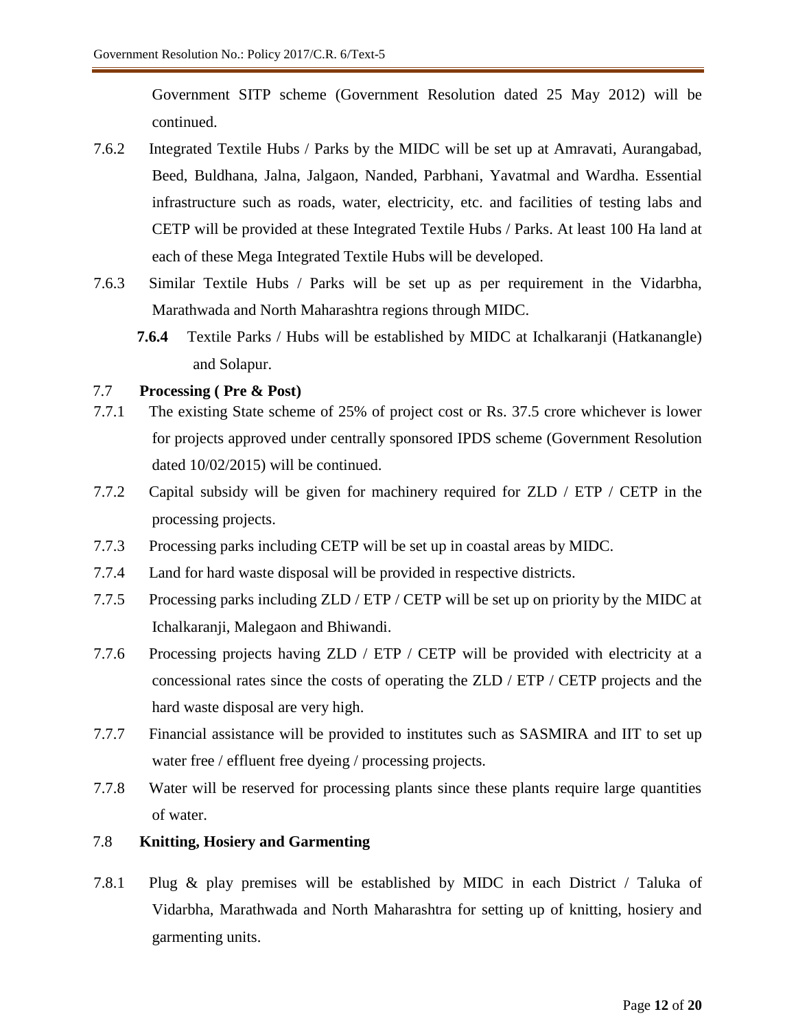Government SITP scheme (Government Resolution dated 25 May 2012) will be continued.

7.6.2 Integrated Textile Hubs / Parks by the MIDC will be set up at Amravati, Aurangabad, Beed, Buldhana, Jalna, Jalgaon, Nanded, Parbhani, Yavatmal and Wardha. Essential infrastructure such as roads, water, electricity, etc. and facilities of testing labs and CETP will be provided at these Integrated Textile Hubs / Parks. At least 100 Ha land at each of these Mega Integrated Textile Hubs will be developed.

7.6.3 Similar Textile Hubs / Parks will be set up as per requirement in the Vidarbha, Marathwada and North Maharashtra regions through MIDC.

**7.6.4** Textile Parks / Hubs will be established by MIDC at Ichalkaranji (Hatkanangle) and Solapur.

### 7.7 Processing ( Pre & Post)

7.7.1 The existing State scheme of 25% of project cost or Rs. 37.5 crore whichever is lower for projects approved under centrally sponsored IPDS scheme (Government Resolution dated 10/02/2015) will be continued.

7.7.2 Capital subsidy will be given for machinery required for ZLD / ETP / CETP in the processing projects.

7.7.3 Processing parks including CETP will be set up in coastal areas by MIDC.

7.7.4 Land for hard waste disposal will be provided in respective districts.

7.7.5 Processing parks including ZLD / ETP / CETP will be set up on priority by the MIDC at Ichalkaranji, Malegaon and Bhiwandi.

7.7.6 Processing projects having ZLD / ETP / CETP will be provided with electricity at a concessional rates since the costs of operating the ZLD / ETP / CETP projects and the hard waste disposal are very high.

7.7.7 Financial assistance will be provided to institutes such as SASMIRA and IIT to set up water free / effluent free dyeing / processing projects.

7.7.8 Water will be reserved for processing plants since these plants require large quantities of water.

### 7.8 Knitting, Hosiery and Garmenting

7.8.1 Plug & play premises will be established by MIDC in each District / Taluka of Vidarbha, Marathwada and North Maharashtra for setting up of knitting, hosiery and garmenting units.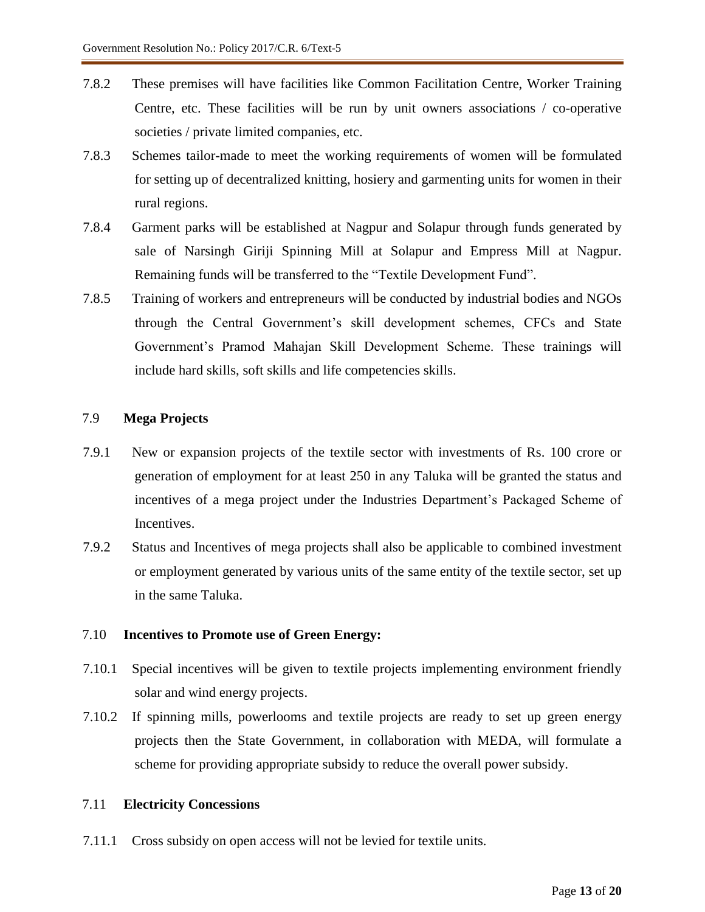7.8.2 These premises will have facilities like Common Facilitation Centre, Worker Training Centre, etc. These facilities will be run by unit owners associations / co-operative societies / private limited companies, etc.

7.8.3 Schemes tailor-made to meet the working requirements of women will be formulated for setting up of decentralized knitting, hosiery and garmenting units for women in their rural regions.

7.8.4 Garment parks will be established at Nagpur and Solapur through funds generated by sale of Narsingh Giriji Spinning Mill at Solapur and Empress Mill at Nagpur. Remaining funds will be transferred to the "Textile Development Fund".

7.8.5 Training of workers and entrepreneurs will be conducted by industrial bodies and NGOs through the Central Government's skill development schemes, CFCs and State Government's Pramod Mahajan Skill Development Scheme. These trainings will include hard skills, soft skills and life competencies skills.

### 7.9 Mega Projects

7.9.1 New or expansion projects of the textile sector with investments of Rs. 100 crore or generation of employment for at least 250 in any Taluka will be granted the status and incentives of a mega project under the Industries Department's Packaged Scheme of Incentives.

7.9.2 Status and Incentives of mega projects shall also be applicable to combined investment or employment generated by various units of the same entity of the textile sector, set up in the same Taluka.

### 7.10 Incentives to Promote use of Green Energy:

7.10.1 Special incentives will be given to textile projects implementing environment friendly solar and wind energy projects.

7.10.2 If spinning mills, powerlooms and textile projects are ready to set up green energy projects then the State Government, in collaboration with MEDA, will formulate a scheme for providing appropriate subsidy to reduce the overall power subsidy.

### 7.11 Electricity Concessions

7.11.1 Cross subsidy on open access will not be levied for textile units.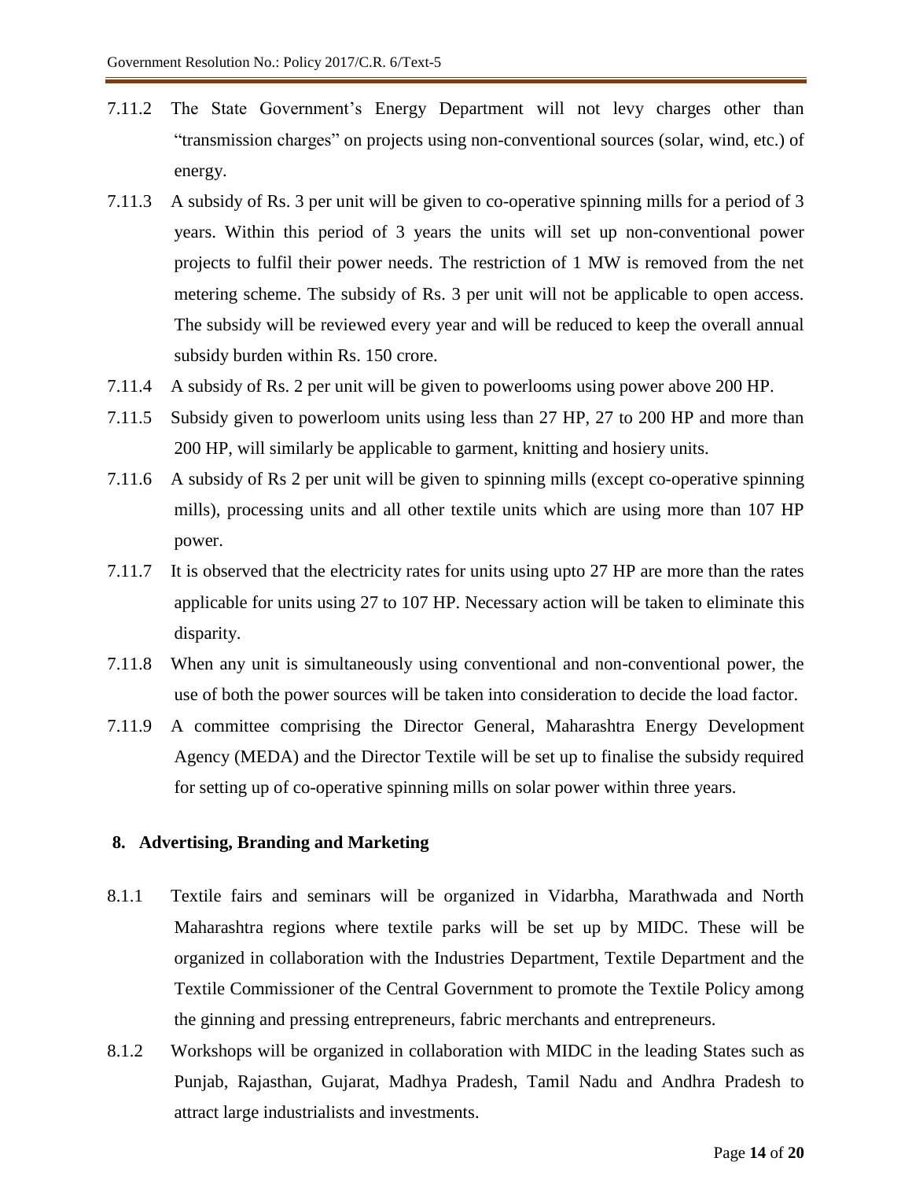7.11.2 The State Government's Energy Department will not levy charges other than "transmission charges" on projects using non-conventional sources (solar, wind, etc.) of energy.

7.11.3 A subsidy of Rs. 3 per unit will be given to co-operative spinning mills for a period of 3 years. Within this period of 3 years the units will set up non-conventional power projects to fulfil their power needs. The restriction of 1 MW is removed from the net metering scheme. The subsidy of Rs. 3 per unit will not be applicable to open access. The subsidy will be reviewed every year and will be reduced to keep the overall annual subsidy burden within Rs. 150 crore.

7.11.4 A subsidy of Rs. 2 per unit will be given to powerlooms using power above 200 HP.

7.11.5 Subsidy given to powerloom units using less than 27 HP, 27 to 200 HP and more than 200 HP, will similarly be applicable to garment, knitting and hosiery units.

7.11.6 A subsidy of Rs 2 per unit will be given to spinning mills (except co-operative spinning mills), processing units and all other textile units which are using more than 107 HP power.

7.11.7 It is observed that the electricity rates for units using upto 27 HP are more than the rates applicable for units using 27 to 107 HP. Necessary action will be taken to eliminate this disparity.

7.11.8 When any unit is simultaneously using conventional and non-conventional power, the use of both the power sources will be taken into consideration to decide the load factor.

7.11.9 A committee comprising the Director General, Maharashtra Energy Development Agency (MEDA) and the Director Textile will be set up to finalise the subsidy required for setting up of co-operative spinning mills on solar power within three years.

## 8. Advertising, Branding and Marketing

8.1.1 Textile fairs and seminars will be organized in Vidarbha, Marathwada and North Maharashtra regions where textile parks will be set up by MIDC. These will be organized in collaboration with the Industries Department, Textile Department and the Textile Commissioner of the Central Government to promote the Textile Policy among the ginning and pressing entrepreneurs, fabric merchants and entrepreneurs.

8.1.2 Workshops will be organized in collaboration with MIDC in the leading States such as Punjab, Rajasthan, Gujarat, Madhya Pradesh, Tamil Nadu and Andhra Pradesh to attract large industrialists and investments.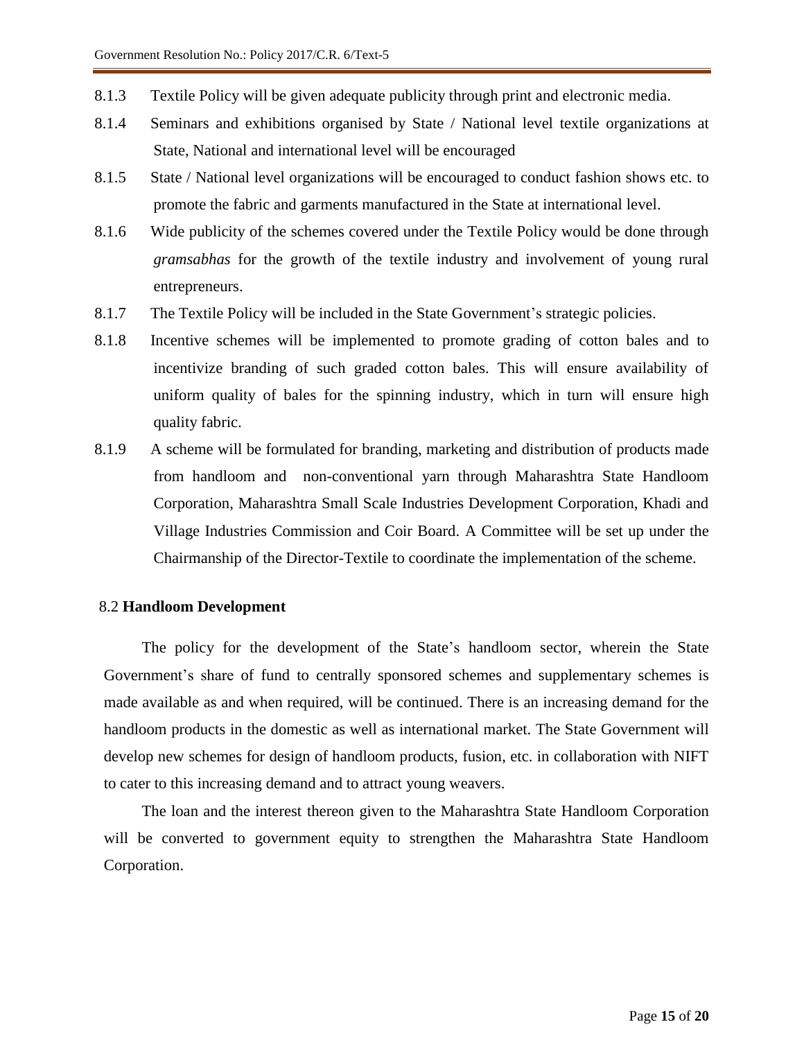8.1.3 Textile Policy will be given adequate publicity through print and electronic media.

8.1.4 Seminars and exhibitions organised by State / National level textile organizations at State, National and international level will be encouraged

8.1.5 State / National level organizations will be encouraged to conduct fashion shows etc. to promote the fabric and garments manufactured in the State at international level.

8.1.6 Wide publicity of the schemes covered under the Textile Policy would be done through *gramsabhas* for the growth of the textile industry and involvement of young rural entrepreneurs.

8.1.7 The Textile Policy will be included in the State Government's strategic policies.

8.1.8 Incentive schemes will be implemented to promote grading of cotton bales and to incentivize branding of such graded cotton bales. This will ensure availability of uniform quality of bales for the spinning industry, which in turn will ensure high quality fabric.

8.1.9 A scheme will be formulated for branding, marketing and distribution of products made from handloom and non-conventional yarn through Maharashtra State Handloom Corporation, Maharashtra Small Scale Industries Development Corporation, Khadi and Village Industries Commission and Coir Board. A Committee will be set up under the Chairmanship of the Director-Textile to coordinate the implementation of the scheme.

### 8.2 **Handloom Development**

The policy for the development of the State's handloom sector, wherein the State Government's share of fund to centrally sponsored schemes and supplementary schemes is made available as and when required, will be continued. There is an increasing demand for the handloom products in the domestic as well as international market. The State Government will develop new schemes for design of handloom products, fusion, etc. in collaboration with NIFT to cater to this increasing demand and to attract young weavers.

The loan and the interest thereon given to the Maharashtra State Handloom Corporation will be converted to government equity to strengthen the Maharashtra State Handloom Corporation.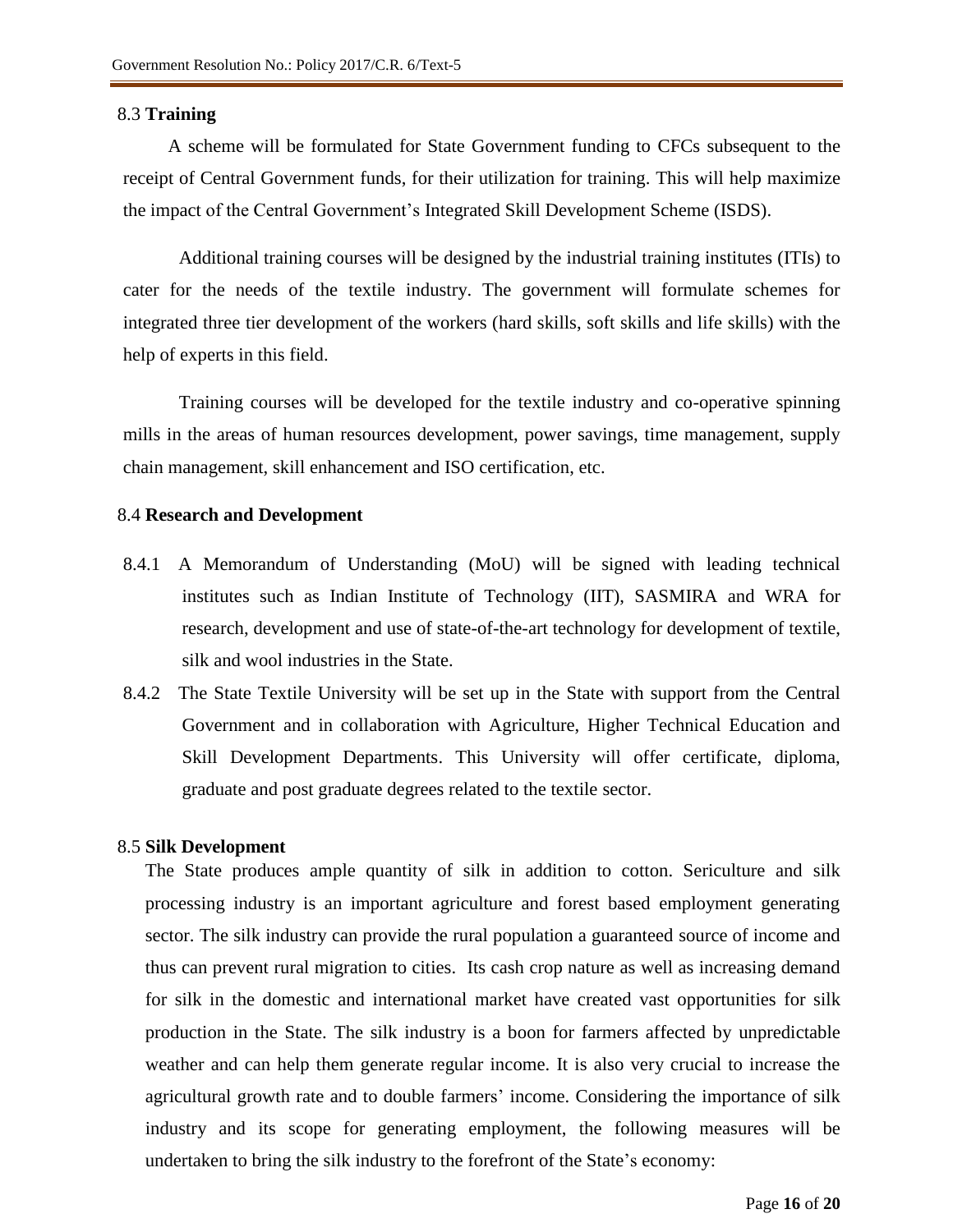### 8.3 **Training**

A scheme will be formulated for State Government funding to CFCs subsequent to the receipt of Central Government funds, for their utilization for training. This will help maximize the impact of the Central Government's Integrated Skill Development Scheme (ISDS).

Additional training courses will be designed by the industrial training institutes (ITIs) to cater for the needs of the textile industry. The government will formulate schemes for integrated three tier development of the workers (hard skills, soft skills and life skills) with the help of experts in this field.

Training courses will be developed for the textile industry and co-operative spinning mills in the areas of human resources development, power savings, time management, supply chain management, skill enhancement and ISO certification, etc.

### 8.4 **Research and Development**

8.4.1 A Memorandum of Understanding (MoU) will be signed with leading technical institutes such as Indian Institute of Technology (IIT), SASMIRA and WRA for research, development and use of state-of-the-art technology for development of textile, silk and wool industries in the State.

8.4.2 The State Textile University will be set up in the State with support from the Central Government and in collaboration with Agriculture, Higher Technical Education and Skill Development Departments. This University will offer certificate, diploma, graduate and post graduate degrees related to the textile sector.

### 8.5 **Silk Development**

The State produces ample quantity of silk in addition to cotton. Sericulture and silk processing industry is an important agriculture and forest based employment generating sector. The silk industry can provide the rural population a guaranteed source of income and thus can prevent rural migration to cities. Its cash crop nature as well as increasing demand for silk in the domestic and international market have created vast opportunities for silk production in the State. The silk industry is a boon for farmers affected by unpredictable weather and can help them generate regular income. It is also very crucial to increase the agricultural growth rate and to double farmers' income. Considering the importance of silk industry and its scope for generating employment, the following measures will be undertaken to bring the silk industry to the forefront of the State's economy: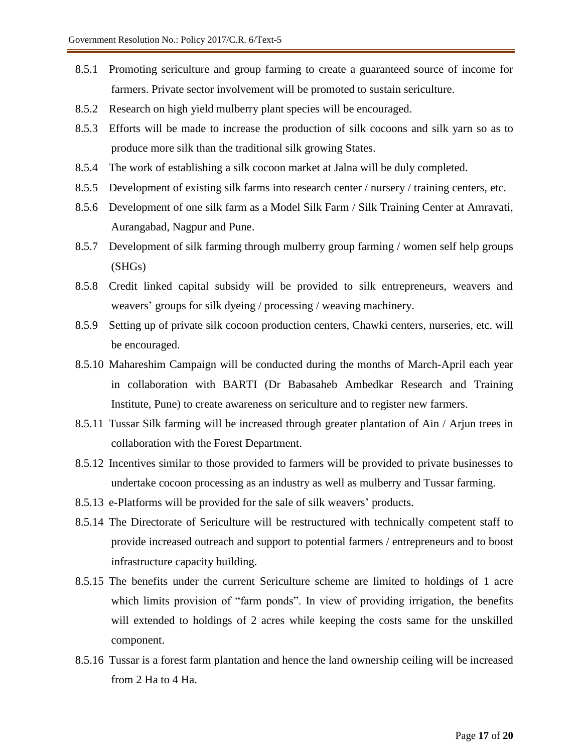8.5.1 Promoting sericulture and group farming to create a guaranteed source of income for farmers. Private sector involvement will be promoted to sustain sericulture.

8.5.2 Research on high yield mulberry plant species will be encouraged.

8.5.3 Efforts will be made to increase the production of silk cocoons and silk yarn so as to produce more silk than the traditional silk growing States.

8.5.4 The work of establishing a silk cocoon market at Jalna will be duly completed.

8.5.5 Development of existing silk farms into research center / nursery / training centers, etc.

8.5.6 Development of one silk farm as a Model Silk Farm / Silk Training Center at Amravati, Aurangabad, Nagpur and Pune.

8.5.7 Development of silk farming through mulberry group farming / women self help groups (SHGs)

8.5.8 Credit linked capital subsidy will be provided to silk entrepreneurs, weavers and weavers' groups for silk dyeing / processing / weaving machinery.

8.5.9 Setting up of private silk cocoon production centers, Chawki centers, nurseries, etc. will be encouraged.

8.5.10 Mahareshim Campaign will be conducted during the months of March-April each year in collaboration with BARTI (Dr Babasaheb Ambedkar Research and Training Institute, Pune) to create awareness on sericulture and to register new farmers.

8.5.11 Tussar Silk farming will be increased through greater plantation of Ain / Arjun trees in collaboration with the Forest Department.

8.5.12 Incentives similar to those provided to farmers will be provided to private businesses to undertake cocoon processing as an industry as well as mulberry and Tussar farming.

8.5.13 e-Platforms will be provided for the sale of silk weavers' products.

8.5.14 The Directorate of Sericulture will be restructured with technically competent staff to provide increased outreach and support to potential farmers / entrepreneurs and to boost infrastructure capacity building.

8.5.15 The benefits under the current Sericulture scheme are limited to holdings of 1 acre which limits provision of "farm ponds". In view of providing irrigation, the benefits will extended to holdings of 2 acres while keeping the costs same for the unskilled component.

8.5.16 Tussar is a forest farm plantation and hence the land ownership ceiling will be increased from 2 Ha to 4 Ha.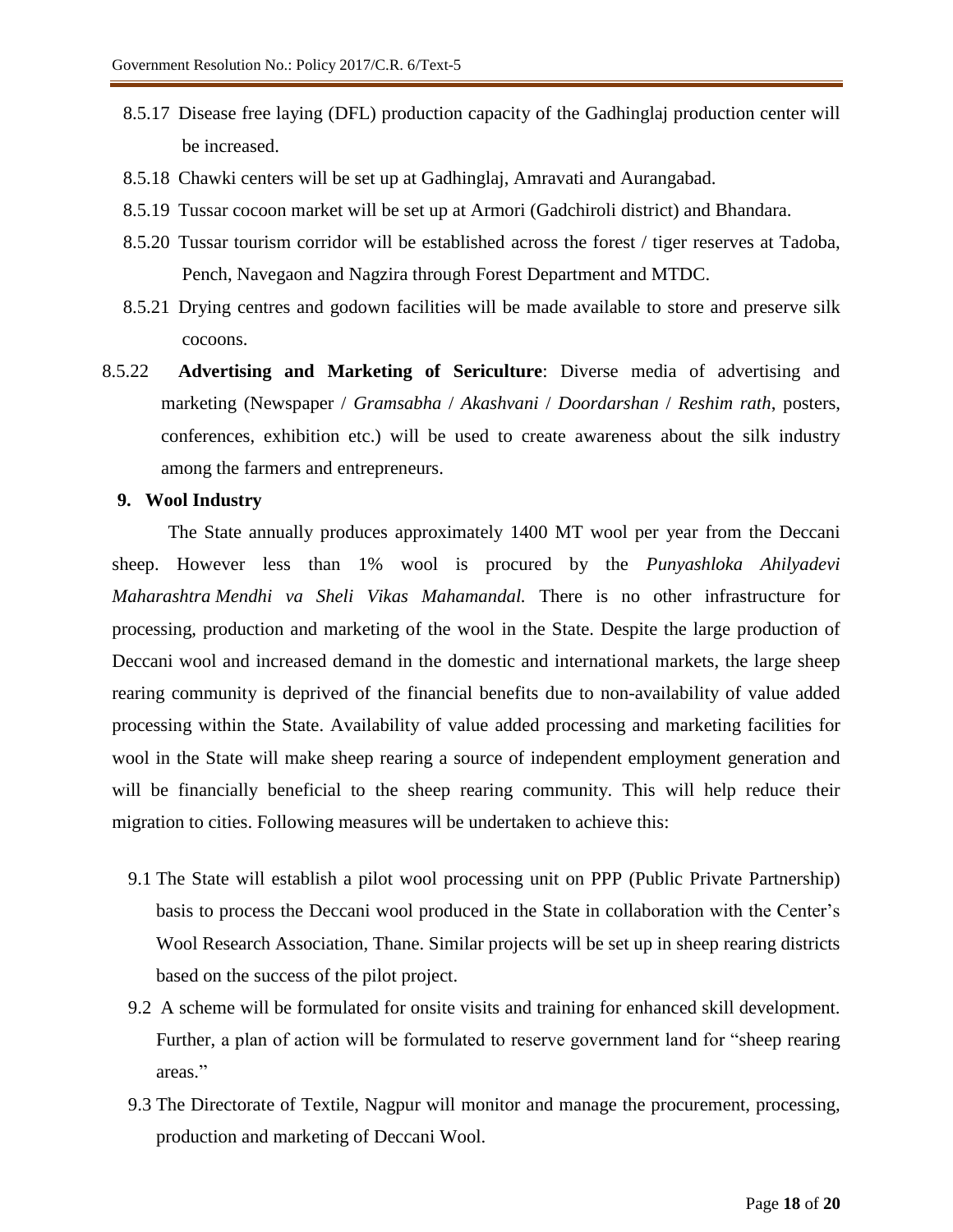8.5.17 Disease free laying (DFL) production capacity of the Gadhinglaj production center will be increased.

8.5.18 Chawki centers will be set up at Gadhinglaj, Amravati and Aurangabad.

8.5.19 Tussar cocoon market will be set up at Armori (Gadchiroli district) and Bhandara.

8.5.20 Tussar tourism corridor will be established across the forest / tiger reserves at Tadoba, Pench, Navegaon and Nagzira through Forest Department and MTDC.

8.5.21 Drying centres and godown facilities will be made available to store and preserve silk cocoons.

8.5.22 **Advertising and Marketing of Sericulture**: Diverse media of advertising and marketing (Newspaper / *Gramsabha* / *Akashvani* / *Doordarshan* / *Reshim rath*, posters, conferences, exhibition etc.) will be used to create awareness about the silk industry among the farmers and entrepreneurs.

## 9. Wool Industry

The State annually produces approximately 1400 MT wool per year from the Deccani sheep. However less than 1% wool is procured by the *Punyashloka Ahilyadevi Maharashtra Mendhi va Sheli Vikas Mahamandal.* There is no other infrastructure for processing, production and marketing of the wool in the State. Despite the large production of Deccani wool and increased demand in the domestic and international markets, the large sheep rearing community is deprived of the financial benefits due to non-availability of value added processing within the State. Availability of value added processing and marketing facilities for wool in the State will make sheep rearing a source of independent employment generation and will be financially beneficial to the sheep rearing community. This will help reduce their migration to cities. Following measures will be undertaken to achieve this:

9.1 The State will establish a pilot wool processing unit on PPP (Public Private Partnership) basis to process the Deccani wool produced in the State in collaboration with the Center's Wool Research Association, Thane. Similar projects will be set up in sheep rearing districts based on the success of the pilot project.

9.2 A scheme will be formulated for onsite visits and training for enhanced skill development. Further, a plan of action will be formulated to reserve government land for "sheep rearing areas."

9.3 The Directorate of Textile, Nagpur will monitor and manage the procurement, processing, production and marketing of Deccani Wool.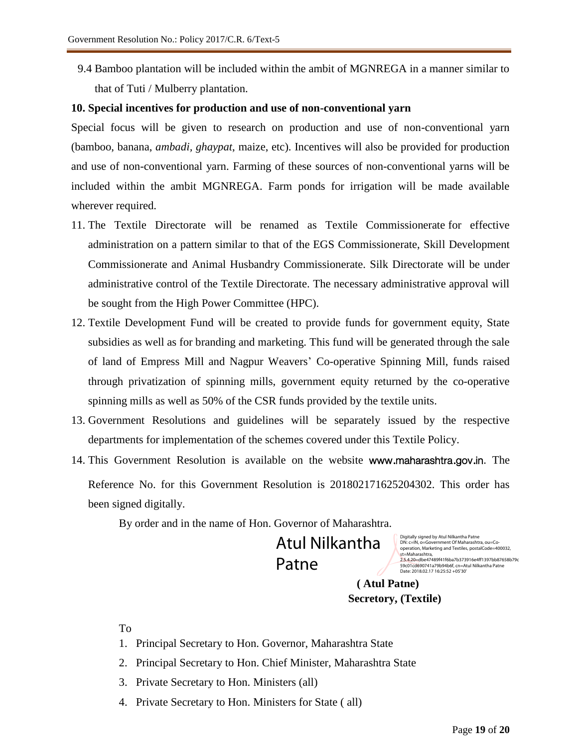9.4 Bamboo plantation will be included within the ambit of MGNREGA in a manner similar to that of Tuti / Mulberry plantation.

**10. Special incentives for production and use of non-conventional yarn**

Special focus will be given to research on production and use of non-conventional yarn (bamboo, banana, *ambadi*, *ghaypat*, maize, etc). Incentives will also be provided for production and use of non-conventional yarn. Farming of these sources of non-conventional yarns will be included within the ambit MGNREGA. Farm ponds for irrigation will be made available wherever required.

11. The Textile Directorate will be renamed as Textile Commissionerate for effective administration on a pattern similar to that of the EGS Commissionerate, Skill Development Commissionerate and Animal Husbandry Commissionerate. Silk Directorate will be under administrative control of the Textile Directorate. The necessary administrative approval will be sought from the High Power Committee (HPC).
12. Textile Development Fund will be created to provide funds for government equity, State subsidies as well as for branding and marketing. This fund will be generated through the sale of land of Empress Mill and Nagpur Weavers' Co-operative Spinning Mill, funds raised through privatization of spinning mills, government equity returned by the co-operative spinning mills as well as 50% of the CSR funds provided by the textile units.
13. Government Resolutions and guidelines will be separately issued by the respective departments for implementation of the schemes covered under this Textile Policy.
14. This Government Resolution is available on the website www.maharashtra.gov.in. The Reference No. for this Government Resolution is 201802171625204302. This order has been signed digitally.

By order and in the name of Hon. Governor of Maharashtra.

Atul Nilkantha Patne

Digitally signed by Atul Nilkantha Patne
DN: c=IN, o=Government Of Maharashtra, ou=Co-operation, Marketing and Textiles, postalCode=400032, st=Maharashtra, 2.5.4.20=dbe47489f41f6ba7b373916e4ff1397bb87658b79c59c01cd690741a79b94b6f, cn=Atul Nilkantha Patne
Date: 2018.02.17 16:25:52 +05'30'

**( Atul Patne)**
**Secretory, (Textile)**

To

1. Principal Secretary to Hon. Governor, Maharashtra State
2. Principal Secretary to Hon. Chief Minister, Maharashtra State
3. Private Secretary to Hon. Ministers (all)
4. Private Secretary to Hon. Ministers for State ( all)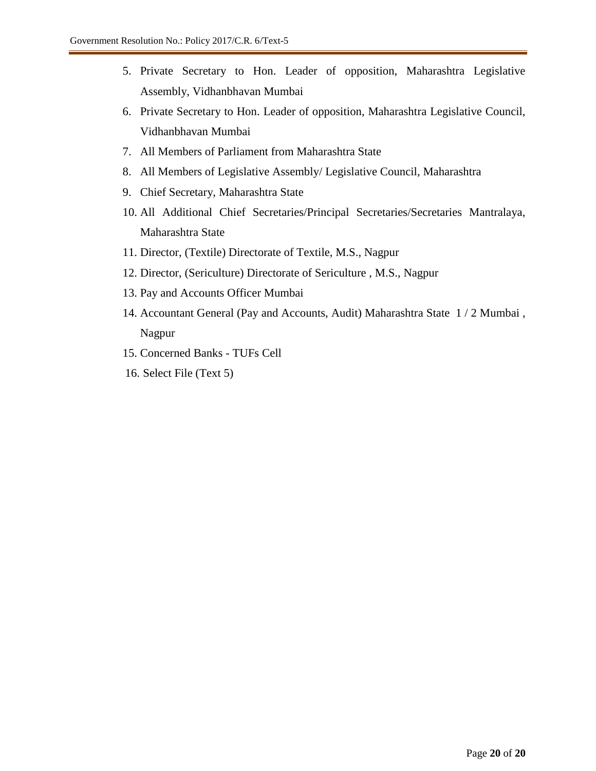5. Private Secretary to Hon. Leader of opposition, Maharashtra Legislative Assembly, Vidhanbhavan Mumbai
6. Private Secretary to Hon. Leader of opposition, Maharashtra Legislative Council, Vidhanbhavan Mumbai
7. All Members of Parliament from Maharashtra State
8. All Members of Legislative Assembly/ Legislative Council, Maharashtra
9. Chief Secretary, Maharashtra State
10. All Additional Chief Secretaries/Principal Secretaries/Secretaries Mantralaya, Maharashtra State
11. Director, (Textile) Directorate of Textile, M.S., Nagpur
12. Director, (Sericulture) Directorate of Sericulture , M.S., Nagpur
13. Pay and Accounts Officer Mumbai
14. Accountant General (Pay and Accounts, Audit) Maharashtra State 1 / 2 Mumbai , Nagpur
15. Concerned Banks - TUFs Cell
16. Select File (Text 5)